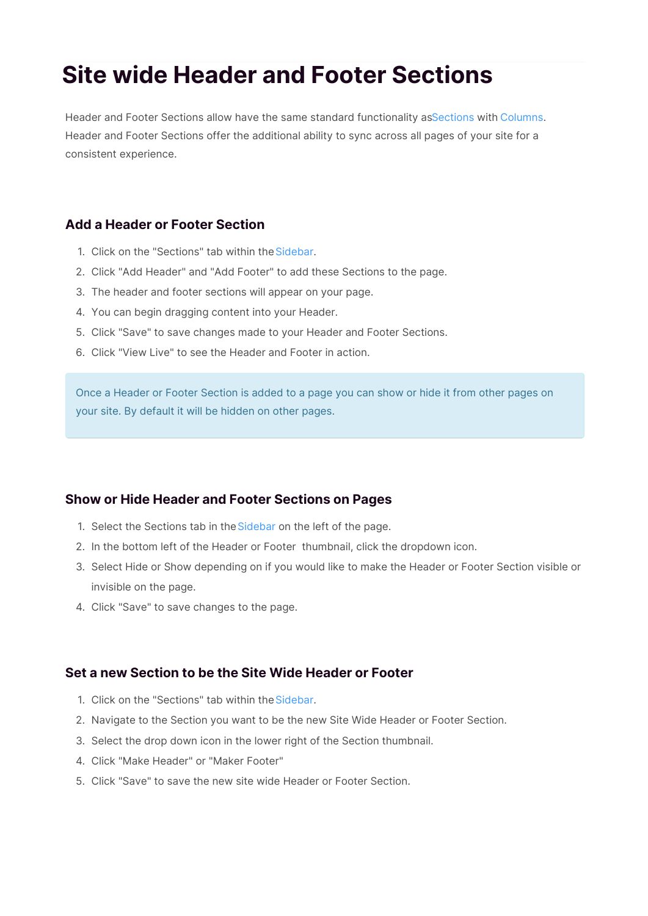# Site wide Header and Footer Sections

Header and Footer Sections allow have the same standard functionality asSections with Columns. Header and Footer Sections offer the additional ability to sync across all pages of your site for a consistent experience.

### Add a Header or Footer Section

1. Click on the "Sections" tab within the Sidebar.
2. Click "Add Header" and "Add Footer" to add these Sections to the page.
3. The header and footer sections will appear on your page.
4. You can begin dragging content into your Header.
5. Click "Save" to save changes made to your Header and Footer Sections.
6. Click "View Live" to see the Header and Footer in action.

> Once a Header or Footer Section is added to a page you can show or hide it from other pages on your site. By default it will be hidden on other pages.

### Show or Hide Header and Footer Sections on Pages

1. Select the Sections tab in the Sidebar on the left of the page.
2. In the bottom left of the Header or Footer thumbnail, click the dropdown icon.
3. Select Hide or Show depending on if you would like to make the Header or Footer Section visible or invisible on the page.
4. Click "Save" to save changes to the page.

### Set a new Section to be the Site Wide Header or Footer

1. Click on the "Sections" tab within the Sidebar.
2. Navigate to the Section you want to be the new Site Wide Header or Footer Section.
3. Select the drop down icon in the lower right of the Section thumbnail.
4. Click "Make Header" or "Maker Footer"
5. Click "Save" to save the new site wide Header or Footer Section.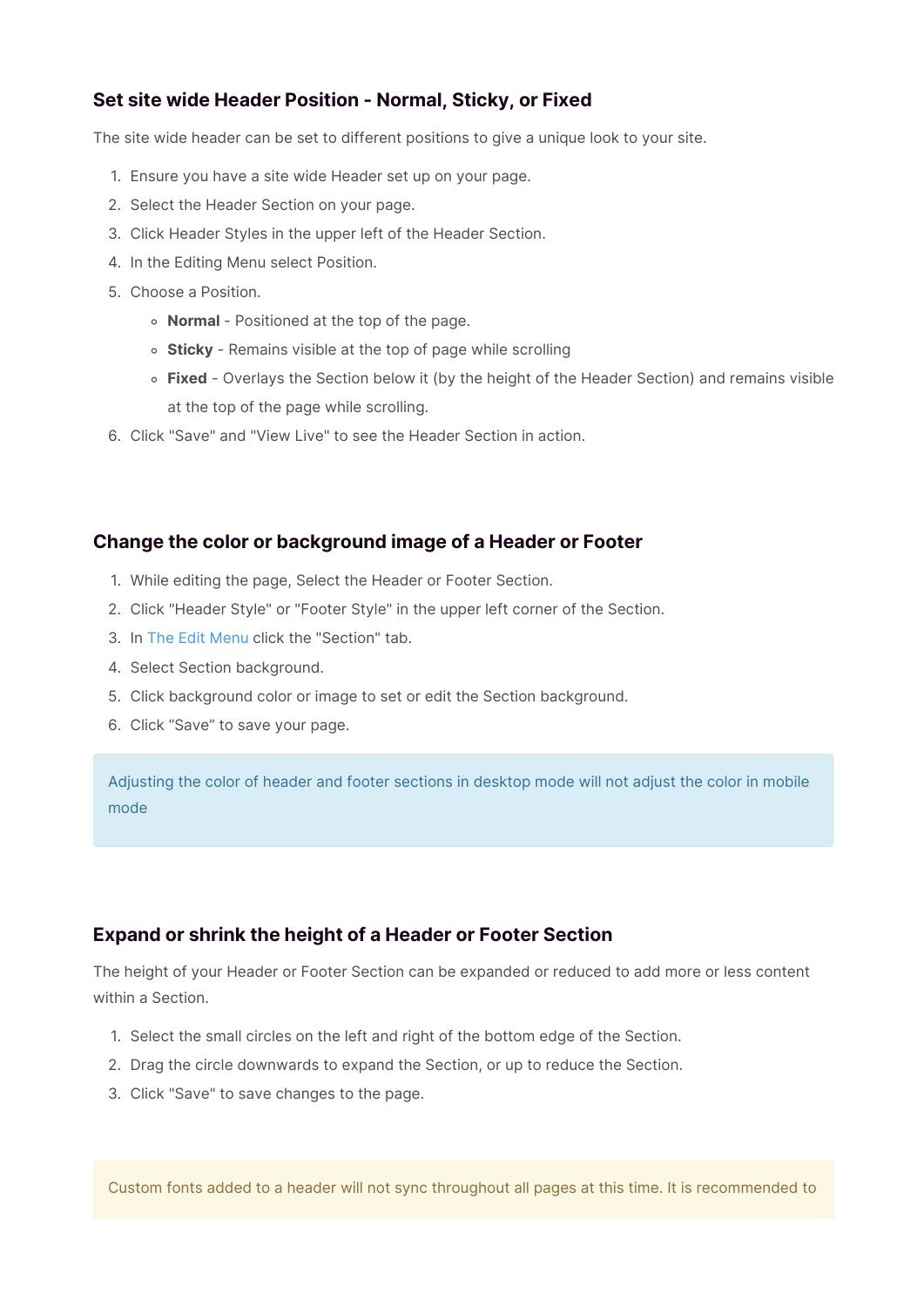## Set site wide Header Position - Normal, Sticky, or Fixed

The site wide header can be set to different positions to give a unique look to your site.

1. Ensure you have a site wide Header set up on your page.
2. Select the Header Section on your page.
3. Click Header Styles in the upper left of the Header Section.
4. In the Editing Menu select Position.
5. Choose a Position.
    - **Normal** - Positioned at the top of the page.
    - **Sticky** - Remains visible at the top of page while scrolling
    - **Fixed** - Overlays the Section below it (by the height of the Header Section) and remains visible at the top of the page while scrolling.
6. Click "Save" and "View Live" to see the Header Section in action.

## Change the color or background image of a Header or Footer

1. While editing the page, Select the Header or Footer Section.
2. Click "Header Style" or "Footer Style" in the upper left corner of the Section.
3. In The Edit Menu click the "Section" tab.
4. Select Section background.
5. Click background color or image to set or edit the Section background.
6. Click "Save" to save your page.

> Adjusting the color of header and footer sections in desktop mode will not adjust the color in mobile mode

## Expand or shrink the height of a Header or Footer Section

The height of your Header or Footer Section can be expanded or reduced to add more or less content within a Section.

1. Select the small circles on the left and right of the bottom edge of the Section.
2. Drag the circle downwards to expand the Section, or up to reduce the Section.
3. Click "Save" to save changes to the page.

> Custom fonts added to a header will not sync throughout all pages at this time. It is recommended to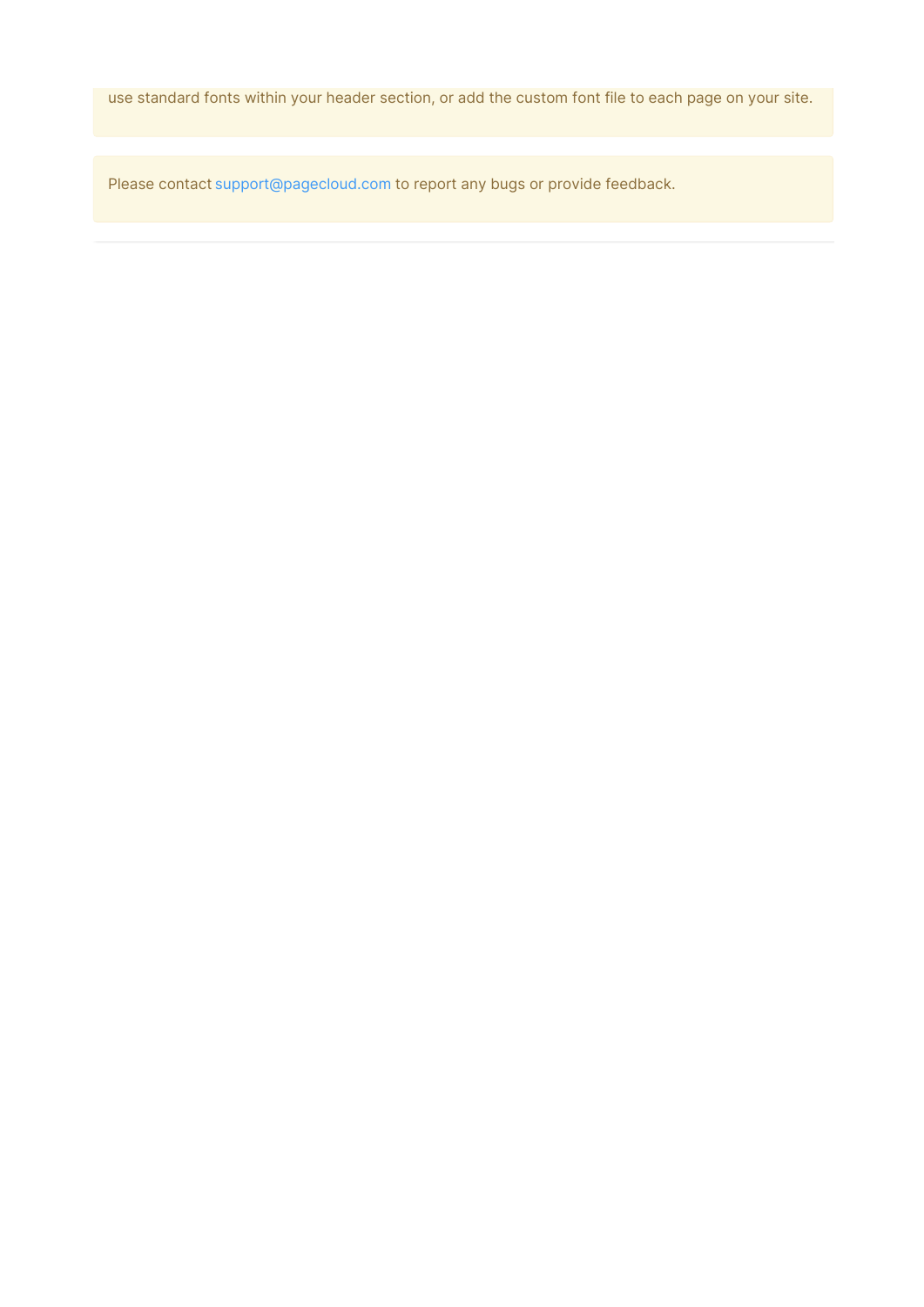use standard fonts within your header section, or add the custom font file to each page on your site.

Please contact support@pagecloud.com to report any bugs or provide feedback.

---